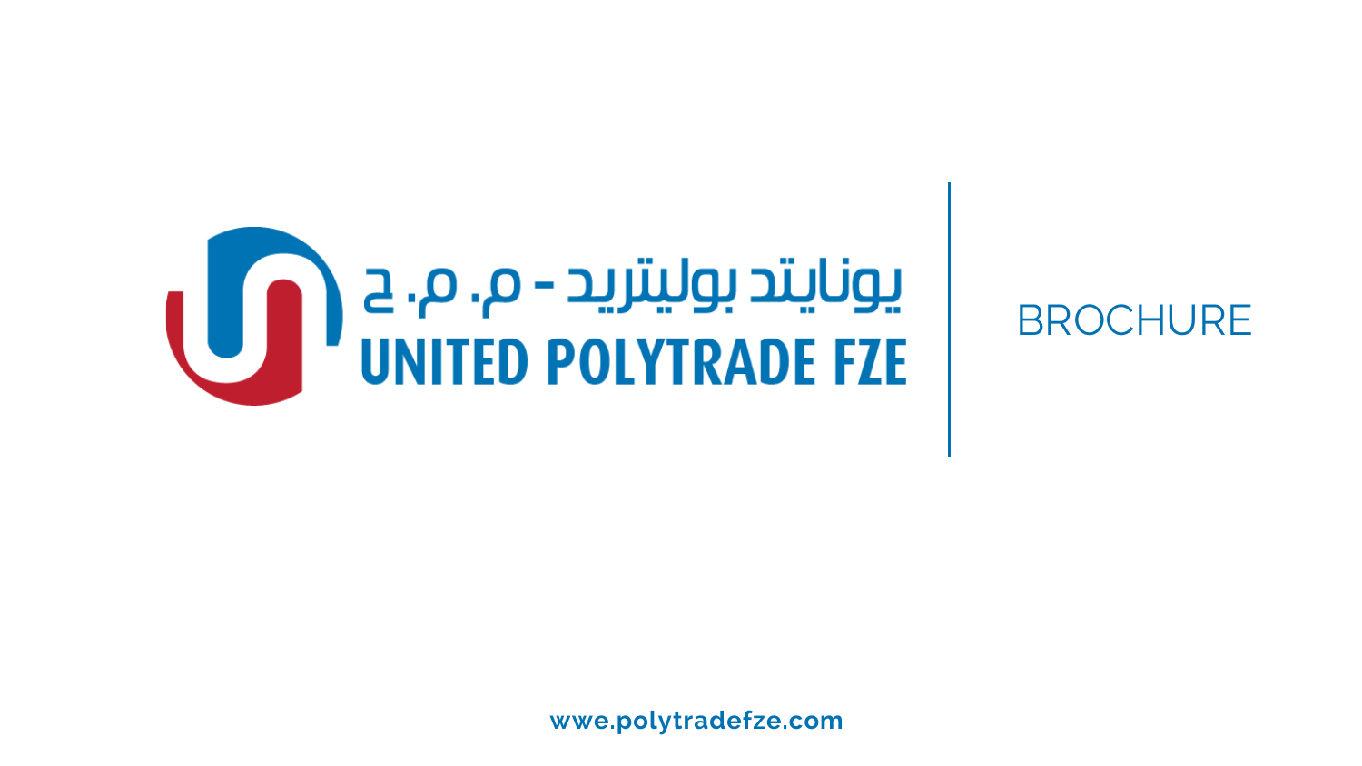يونايتد بوليترید - م. م. ح

# UNITED POLYTRADE FZE

BROCHURE

wwe.polytradefze.com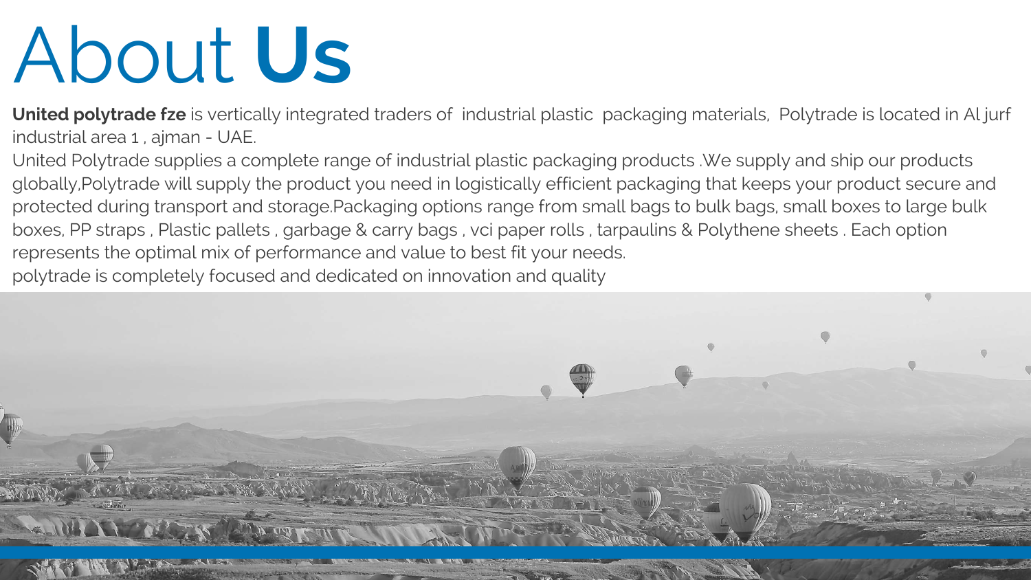# About **Us**

**United polytrade fze** is vertically integrated traders of  industrial plastic  packaging materials,  Polytrade is located in Al jurf industrial area 1 , ajman - UAE.

United Polytrade supplies a complete range of industrial plastic packaging products .We supply and ship our products globally,Polytrade will supply the product you need in logistically efficient packaging that keeps your product secure and protected during transport and storage.Packaging options range from small bags to bulk bags, small boxes to large bulk boxes, PP straps , Plastic pallets , garbage & carry bags , vci paper rolls , tarpaulins & Polythene sheets . Each option represents the optimal mix of performance and value to best fit your needs.

polytrade is completely focused and dedicated on innovation and quality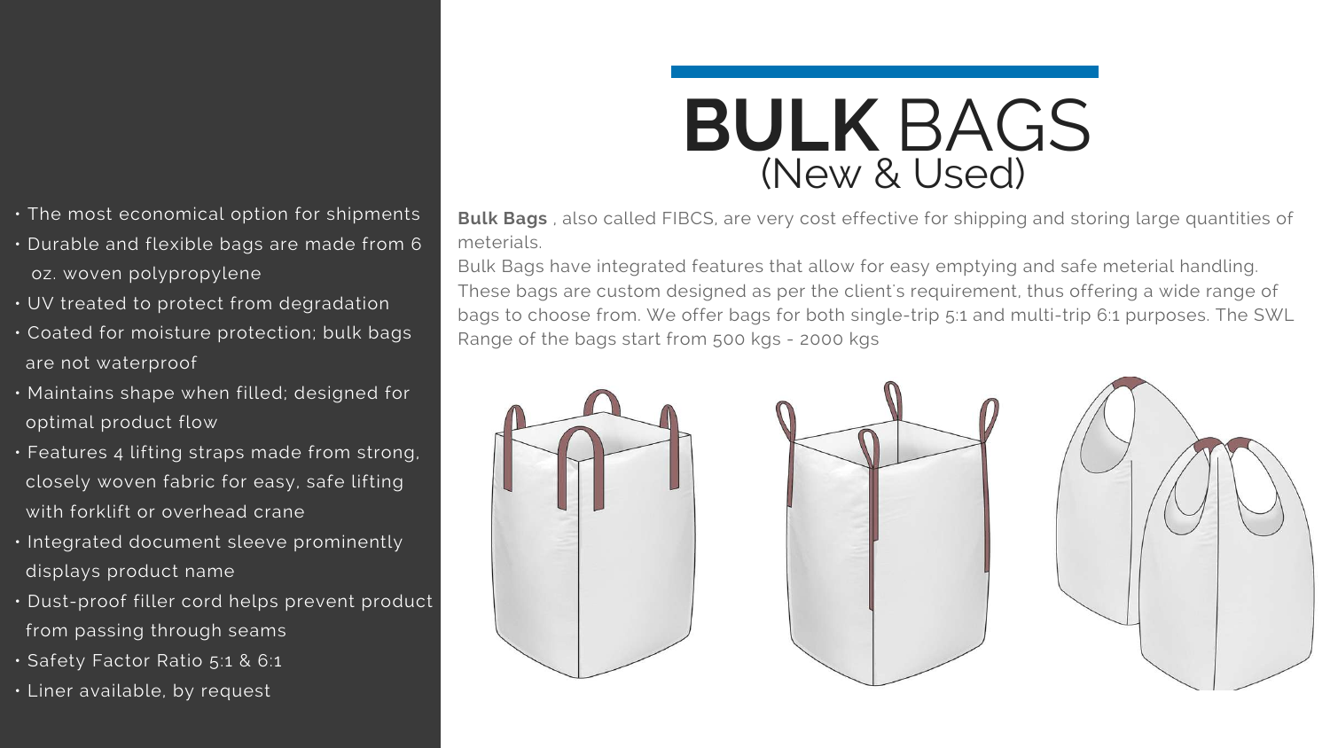# **BULK** BAGS
## (New & Used)

**Bulk Bags** , also called FIBCS, are very cost effective for shipping and storing large quantities of meterials.

Bulk Bags have integrated features that allow for easy emptying and safe meterial handling. These bags are custom designed as per the client's requirement, thus offering a wide range of bags to choose from. We offer bags for both single-trip 5:1 and multi-trip 6:1 purposes. The SWL Range of the bags start from 500 kgs - 2000 kgs

- The most economical option for shipments
- Durable and flexible bags are made from 6 oz. woven polypropylene
- UV treated to protect from degradation
- Coated for moisture protection; bulk bags are not waterproof
- Maintains shape when filled; designed for optimal product flow
- Features 4 lifting straps made from strong, closely woven fabric for easy, safe lifting with forklift or overhead crane
- Integrated document sleeve prominently displays product name
- Dust-proof filler cord helps prevent product from passing through seams
- Safety Factor Ratio 5:1 & 6:1
- Liner available, by request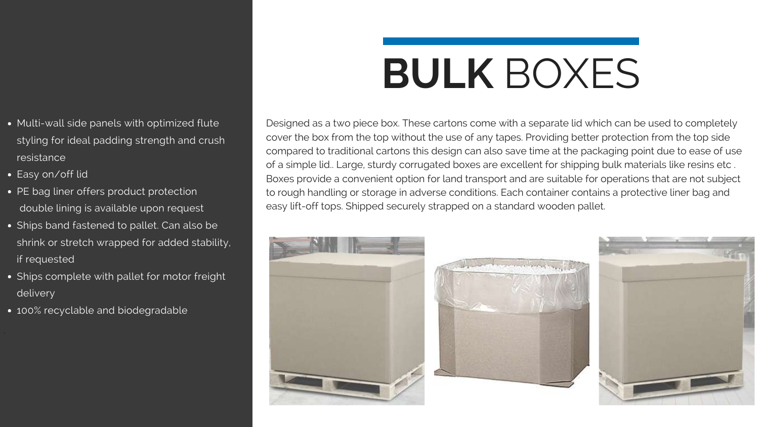# **BULK** BOXES

Designed as a two piece box. These cartons come with a separate lid which can be used to completely cover the box from the top without the use of any tapes. Providing better protection from the top side compared to traditional cartons this design can also save time at the packaging point due to ease of use of a simple lid.. Large, sturdy corrugated boxes are excellent for shipping bulk materials like resins etc . Boxes provide a convenient option for land transport and are suitable for operations that are not subject to rough handling or storage in adverse conditions. Each container contains a protective liner bag and easy lift-off tops. Shipped securely strapped on a standard wooden pallet.

- Multi-wall side panels with optimized flute styling for ideal padding strength and crush resistance
- Easy on/off lid
- PE bag liner offers product protection double lining is available upon request
- Ships band fastened to pallet. Can also be shrink or stretch wrapped for added stability, if requested
- Ships complete with pallet for motor freight delivery
- 100% recyclable and biodegradable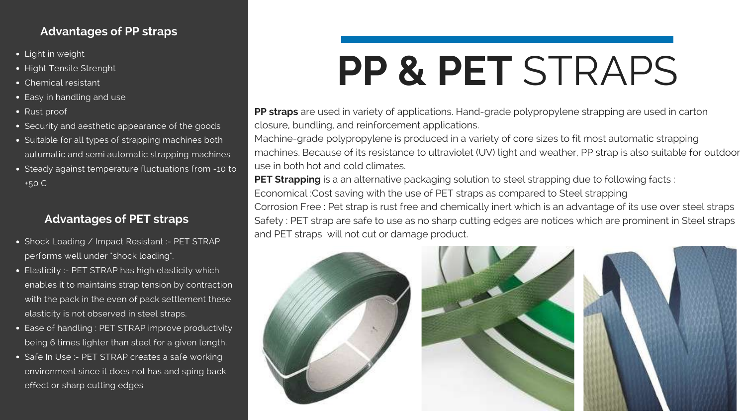# PP & PET STRAPS

**PP straps** are used in variety of applications. Hand-grade polypropylene strapping are used in carton closure, bundling, and reinforcement applications.
Machine-grade polypropylene is produced in a variety of core sizes to fit most automatic strapping machines. Because of its resistance to ultraviolet (UV) light and weather, PP strap is also suitable for outdoor use in both hot and cold climates.
**PET Strapping** is a an alternative packaging solution to steel strapping due to following facts :
Economical :Cost saving with the use of PET straps as compared to Steel strapping
Corrosion Free : Pet strap is rust free and chemically inert which is an advantage of its use over steel straps
Safety : PET strap are safe to use as no sharp cutting edges are notices which are prominent in Steel straps and PET straps will not cut or damage product.

## Advantages of PP straps

- Light in weight
- Hight Tensile Strenght
- Chemical resistant
- Easy in handling and use
- Rust proof
- Security and aesthetic appearance of the goods
- Suitable for all types of strapping machines both autumatic and semi automatic strapping machines
- Steady against temperature fluctuations from -10 to +50 C

## Advantages of PET straps

- Shock Loading / Impact Resistant :- PET STRAP performs well under "shock loading".
- Elasticity :- PET STRAP has high elasticity which enables it to maintains strap tension by contraction with the pack in the even of pack settlement these elasticity is not observed in steel straps.
- Ease of handling : PET STRAP improve productivity being 6 times lighter than steel for a given length.
- Safe In Use :- PET STRAP creates a safe working environment since it does not has and sping back effect or sharp cutting edges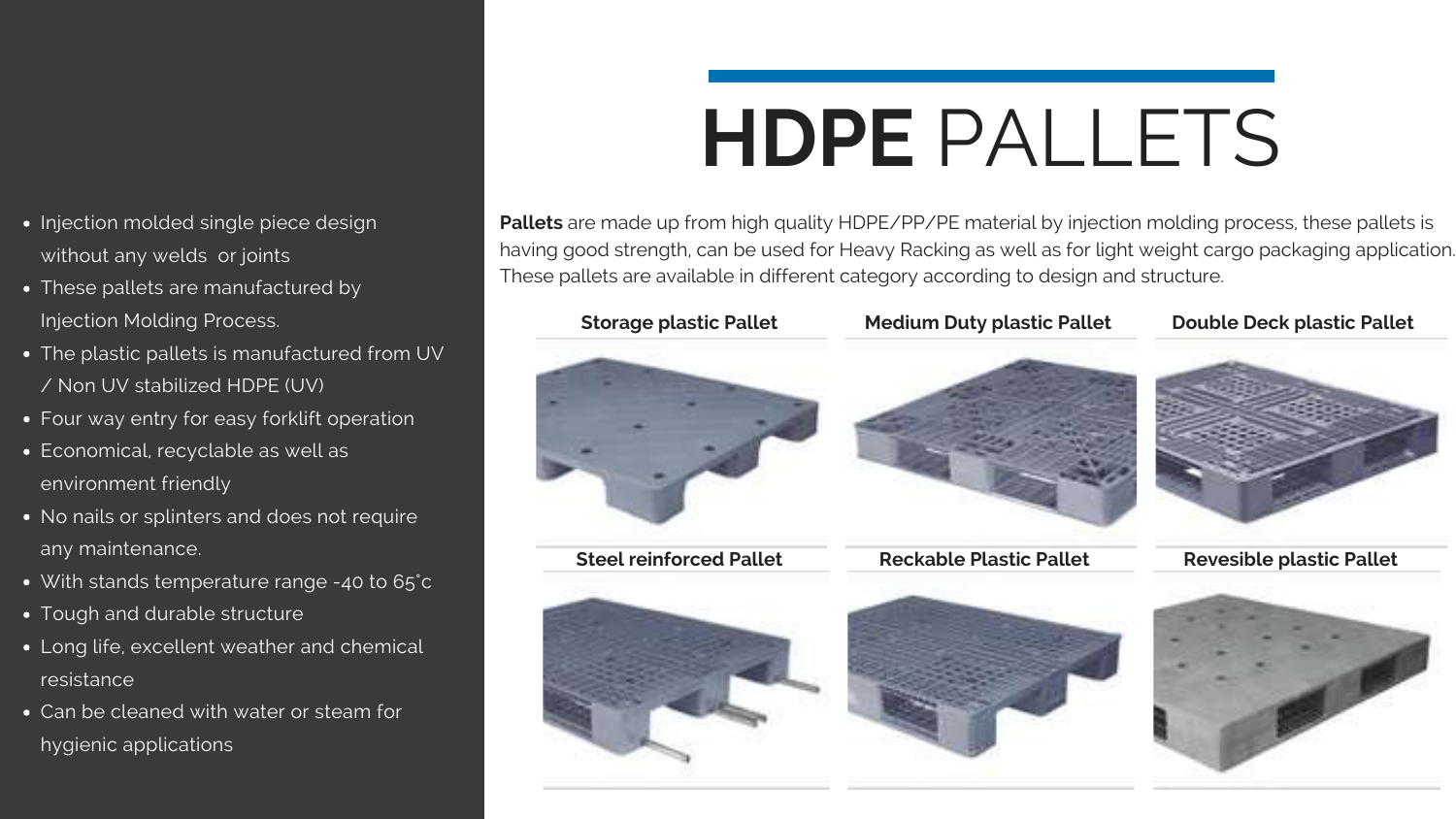# **HDPE** PALLETS

**Pallets** are made up from high quality HDPE/PP/PE material by injection molding process, these pallets is having good strength, can be used for Heavy Racking as well as for light weight cargo packaging application. These pallets are available in different category according to design and structure.

- Injection molded single piece design without any welds or joints
- These pallets are manufactured by Injection Molding Process.
- The plastic pallets is manufactured from UV / Non UV stabilized HDPE (UV)
- Four way entry for easy forklift operation
- Economical, recyclable as well as environment friendly
- No nails or splinters and does not require any maintenance.
- With stands temperature range -40 to 65˚c
- Tough and durable structure
- Long life, excellent weather and chemical resistance
- Can be cleaned with water or steam for hygienic applications

**Storage plastic Pallet**

**Medium Duty plastic Pallet**

**Double Deck plastic Pallet**

**Steel reinforced Pallet**

**Reckable Plastic Pallet**

**Revesible plastic Pallet**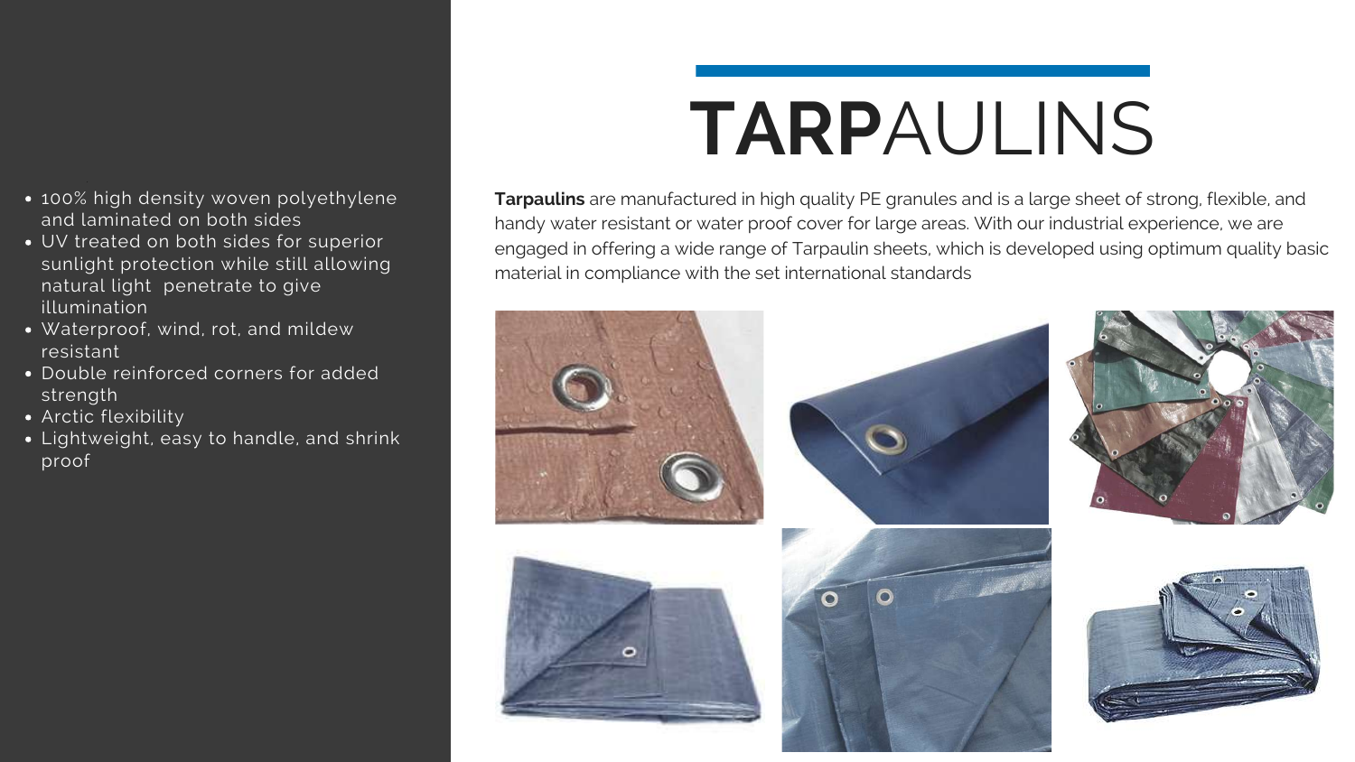# TARPAULINS

**Tarpaulins** are manufactured in high quality PE granules and is a large sheet of strong, flexible, and handy water resistant or water proof cover for large areas. With our industrial experience, we are engaged in offering a wide range of Tarpaulin sheets, which is developed using optimum quality basic material in compliance with the set international standards

- 100% high density woven polyethylene and laminated on both sides
- UV treated on both sides for superior sunlight protection while still allowing natural light  penetrate to give illumination
- Waterproof, wind, rot, and mildew resistant
- Double reinforced corners for added strength
- Arctic flexibility
- Lightweight, easy to handle, and shrink proof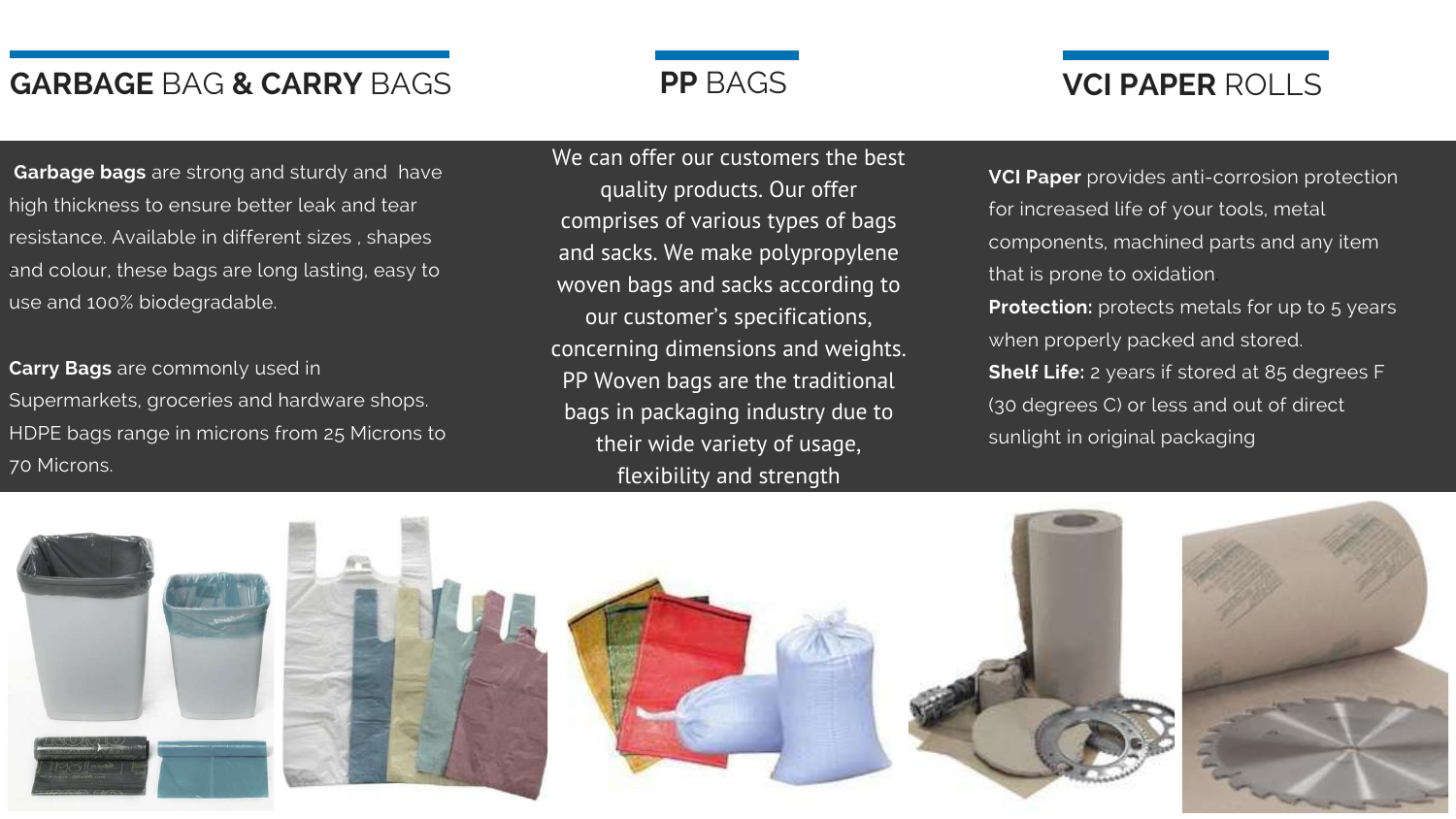## GARBAGE BAG & CARRY BAGS

**Garbage bags** are strong and sturdy and have high thickness to ensure better leak and tear resistance. Available in different sizes , shapes and colour, these bags are long lasting, easy to use and 100% biodegradable.

**Carry Bags** are commonly used in Supermarkets, groceries and hardware shops. HDPE bags range in microns from 25 Microns to 70 Microns.

## PP BAGS

We can offer our customers the best quality products. Our offer comprises of various types of bags and sacks. We make polypropylene woven bags and sacks according to our customer's specifications, concerning dimensions and weights. PP Woven bags are the traditional bags in packaging industry due to their wide variety of usage, flexibility and strength

## VCI PAPER ROLLS

**VCI Paper** provides anti-corrosion protection for increased life of your tools, metal components, machined parts and any item that is prone to oxidation

**Protection:** protects metals for up to 5 years when properly packed and stored.

**Shelf Life:** 2 years if stored at 85 degrees F (30 degrees C) or less and out of direct sunlight in original packaging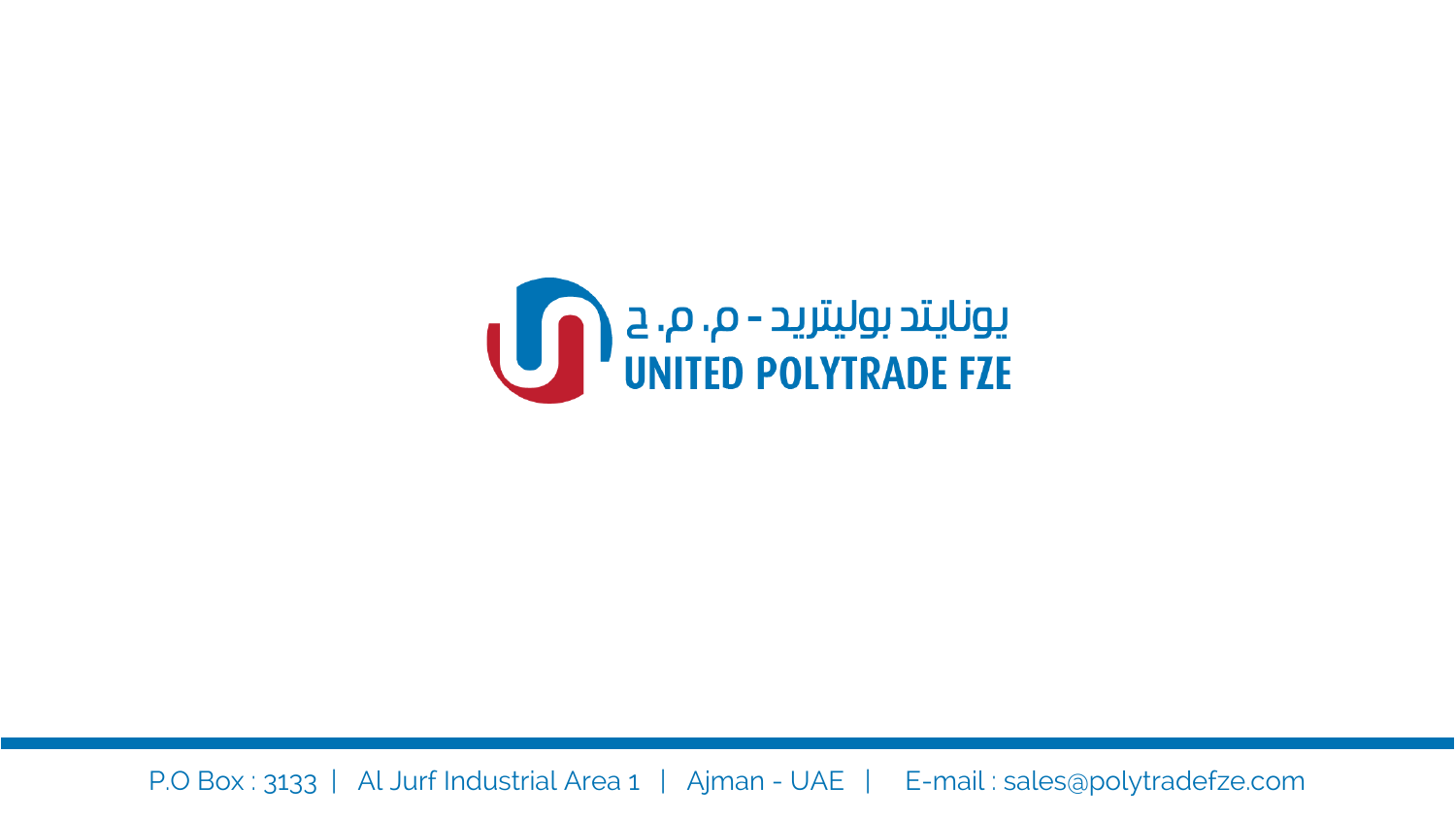يونايتد بوليتريد - م. م. ح

UNITED POLYTRADE FZE

P.O Box : 3133 | Al Jurf Industrial Area 1 | Ajman - UAE | E-mail : sales@polytradefze.com